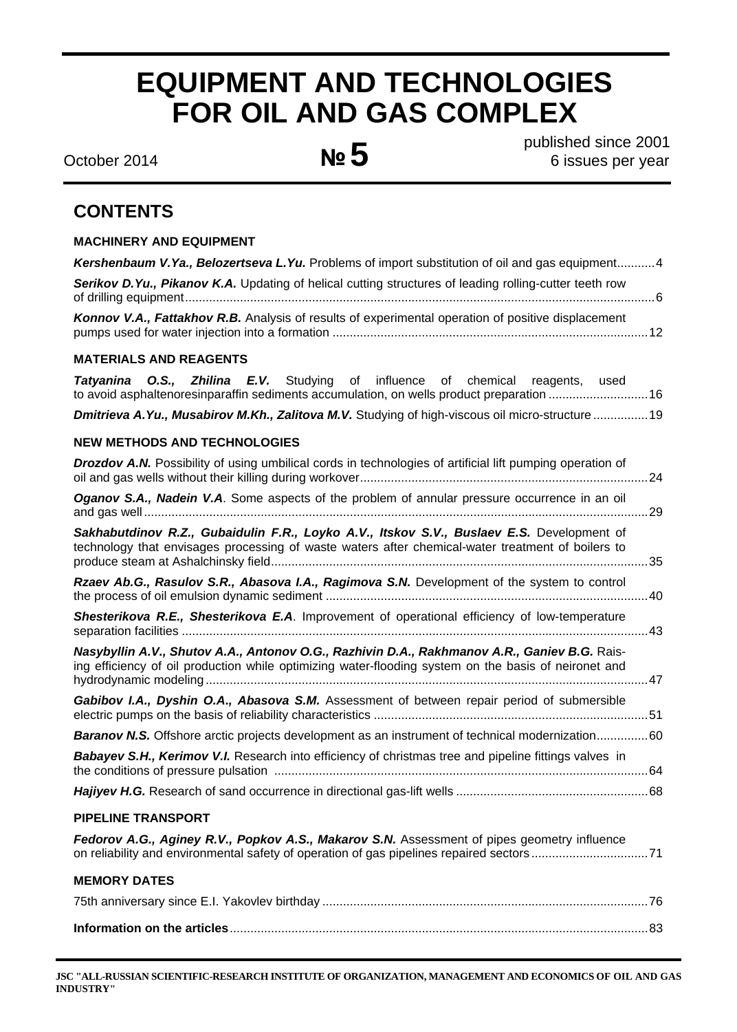# EQUIPMENT AND TECHNOLOGIES FOR OIL AND GAS COMPLEX

October 2014 **№ 5** published since 2001
6 issues per year

## CONTENTS

### MACHINERY AND EQUIPMENT

***Kershenbaum V.Ya., Belozertseva L.Yu.*** Problems of import substitution of oil and gas equipment........... 4

***Serikov D.Yu., Pikanov K.A.*** Updating of helical cutting structures of leading rolling-cutter teeth row of drilling equipment........ 6

***Konnov V.A., Fattakhov R.B.*** Analysis of results of experimental operation of positive displacement pumps used for water injection into a formation ........ 12

### MATERIALS AND REAGENTS

***Tatyanina O.S., Zhilina E.V.*** Studying of influence of chemical reagents, used to avoid asphaltenoresinparaffin sediments accumulation, on wells product preparation ........ 16

***Dmitrieva A.Yu., Musabirov M.Kh., Zalitova M.V.*** Studying of high-viscous oil micro-structure ........ 19

### NEW METHODS AND TECHNOLOGIES

***Drozdov A.N.*** Possibility of using umbilical cords in technologies of artificial lift pumping operation of oil and gas wells without their killing during workover........ 24

***Oganov S.A., Nadein V.A***. Some aspects of the problem of annular pressure occurrence in an oil and gas well........ 29

***Sakhabutdinov R.Z., Gubaidulin F.R., Loyko A.V., Itskov S.V., Buslaev E.S.*** Development of technology that envisages processing of waste waters after chemical-water treatment of boilers to produce steam at Ashalchinsky field........ 35

***Rzaev Ab.G., Rasulov S.R., Abasova I.A., Ragimova S.N.*** Development of the system to control the process of oil emulsion dynamic sediment ........ 40

***Shesterikova R.E., Shesterikova E.A***. Improvement of operational efficiency of low-temperature separation facilities ........ 43

***Nasybyllin A.V., Shutov A.A., Antonov O.G., Razhivin D.A., Rakhmanov A.R., Ganiev B.G.*** Raising efficiency of oil production while optimizing water-flooding system on the basis of neironet and hydrodynamic modeling........ 47

***Gabibov I.A., Dyshin O.A., Abasova S.M.*** Assessment of between repair period of submersible electric pumps on the basis of reliability characteristics ........ 51

***Baranov N.S.*** Offshore arctic projects development as an instrument of technical modernization........ 60

***Babayev S.H., Kerimov V.I.*** Research into efficiency of christmas tree and pipeline fittings valves in the conditions of pressure pulsation ........ 64

***Hajiyev H.G.*** Research of sand occurrence in directional gas-lift wells ........ 68

### PIPELINE TRANSPORT

***Fedorov A.G., Aginey R.V., Popkov A.S., Makarov S.N.*** Assessment of pipes geometry influence on reliability and environmental safety of operation of gas pipelines repaired sectors........ 71

### MEMORY DATES

75th anniversary since E.I. Yakovlev birthday ........ 76

**Information on the articles**........ 83

JSC "ALL-RUSSIAN SCIENTIFIC-RESEARCH INSTITUTE OF ORGANIZATION, MANAGEMENT AND ECONOMICS OF OIL AND GAS INDUSTRY"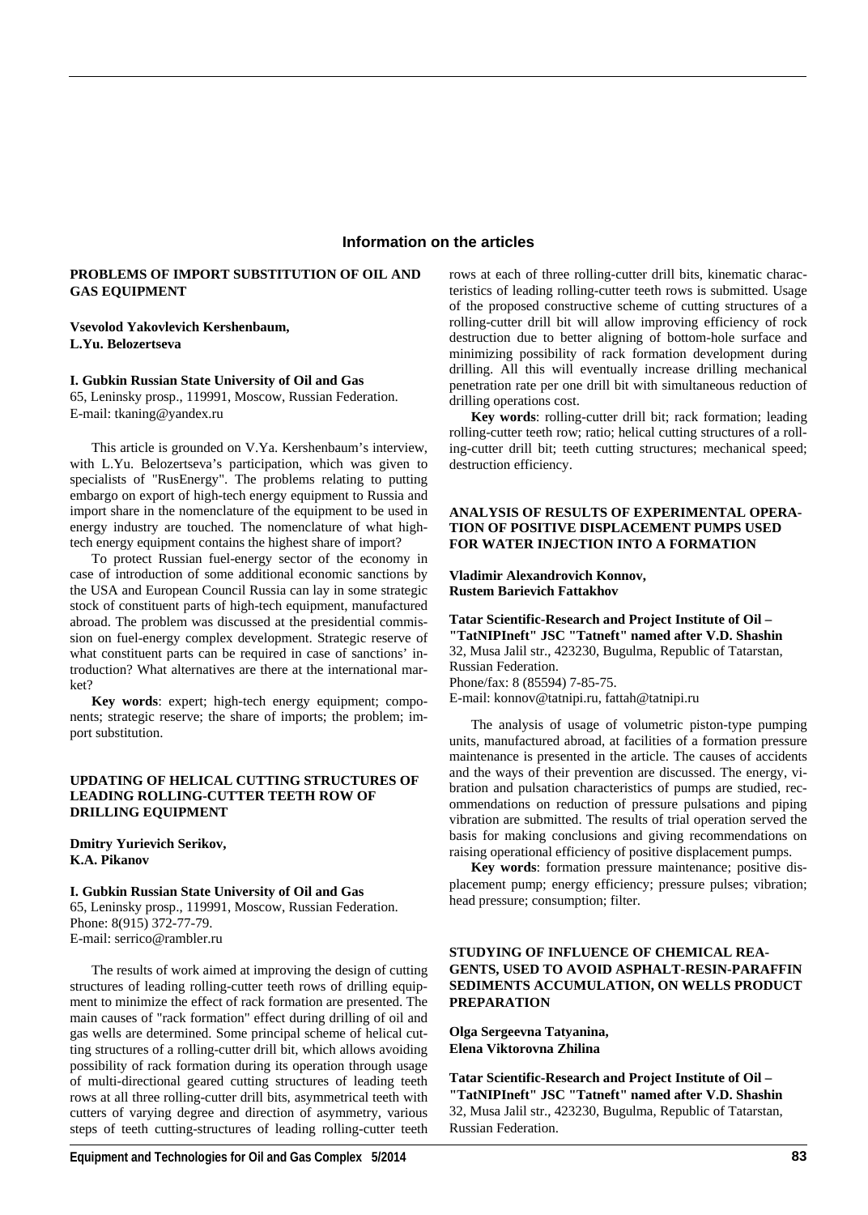## Information on the articles

### PROBLEMS OF IMPORT SUBSTITUTION OF OIL AND GAS EQUIPMENT

**Vsevolod Yakovlevich Kershenbaum, L.Yu. Belozertseva**

**I. Gubkin Russian State University of Oil and Gas**
65, Leninsky prosp., 119991, Moscow, Russian Federation.
E-mail: tkaning@yandex.ru

This article is grounded on V.Ya. Kershenbaum's interview, with L.Yu. Belozertseva's participation, which was given to specialists of "RusEnergy". The problems relating to putting embargo on export of high-tech energy equipment to Russia and import share in the nomenclature of the equipment to be used in energy industry are touched. The nomenclature of what high-tech energy equipment contains the highest share of import?

To protect Russian fuel-energy sector of the economy in case of introduction of some additional economic sanctions by the USA and European Council Russia can lay in some strategic stock of constituent parts of high-tech equipment, manufactured abroad. The problem was discussed at the presidential commission on fuel-energy complex development. Strategic reserve of what constituent parts can be required in case of sanctions' introduction? What alternatives are there at the international market?

**Key words**: expert; high-tech energy equipment; components; strategic reserve; the share of imports; the problem; import substitution.

### UPDATING OF HELICAL CUTTING STRUCTURES OF LEADING ROLLING-CUTTER TEETH ROW OF DRILLING EQUIPMENT

**Dmitry Yurievich Serikov, K.A. Pikanov**

**I. Gubkin Russian State University of Oil and Gas**
65, Leninsky prosp., 119991, Moscow, Russian Federation.
Phone: 8(915) 372-77-79.
E-mail: serrico@rambler.ru

The results of work aimed at improving the design of cutting structures of leading rolling-cutter teeth rows of drilling equipment to minimize the effect of rack formation are presented. The main causes of "rack formation" effect during drilling of oil and gas wells are determined. Some principal scheme of helical cutting structures of a rolling-cutter drill bit, which allows avoiding possibility of rack formation during its operation through usage of multi-directional geared cutting structures of leading teeth rows at all three rolling-cutter drill bits, asymmetrical teeth with cutters of varying degree and direction of asymmetry, various steps of teeth cutting-structures of leading rolling-cutter teeth rows at each of three rolling-cutter drill bits, kinematic characteristics of leading rolling-cutter teeth rows is submitted. Usage of the proposed constructive scheme of cutting structures of a rolling-cutter drill bit will allow improving efficiency of rock destruction due to better aligning of bottom-hole surface and minimizing possibility of rack formation development during drilling. All this will eventually increase drilling mechanical penetration rate per one drill bit with simultaneous reduction of drilling operations cost.

**Key words**: rolling-cutter drill bit; rack formation; leading rolling-cutter teeth row; ratio; helical cutting structures of a rolling-cutter drill bit; teeth cutting structures; mechanical speed; destruction efficiency.

### ANALYSIS OF RESULTS OF EXPERIMENTAL OPERATION OF POSITIVE DISPLACEMENT PUMPS USED FOR WATER INJECTION INTO A FORMATION

**Vladimir Alexandrovich Konnov, Rustem Barievich Fattakhov**

**Tatar Scientific-Research and Project Institute of Oil – "TatNIPIneft" JSC "Tatneft" named after V.D. Shashin**
32, Musa Jalil str., 423230, Bugulma, Republic of Tatarstan, Russian Federation.
Phone/fax: 8 (85594) 7-85-75.
E-mail: konnov@tatnipi.ru, fattah@tatnipi.ru

The analysis of usage of volumetric piston-type pumping units, manufactured abroad, at facilities of a formation pressure maintenance is presented in the article. The causes of accidents and the ways of their prevention are discussed. The energy, vibration and pulsation characteristics of pumps are studied, recommendations on reduction of pressure pulsations and piping vibration are submitted. The results of trial operation served the basis for making conclusions and giving recommendations on raising operational efficiency of positive displacement pumps.

**Key words**: formation pressure maintenance; positive displacement pump; energy efficiency; pressure pulses; vibration; head pressure; consumption; filter.

### STUDYING OF INFLUENCE OF CHEMICAL REAGENTS, USED TO AVOID ASPHALT-RESIN-PARAFFIN SEDIMENTS ACCUMULATION, ON WELLS PRODUCT PREPARATION

**Olga Sergeevna Tatyanina, Elena Viktorovna Zhilina**

**Tatar Scientific-Research and Project Institute of Oil – "TatNIPIneft" JSC "Tatneft" named after V.D. Shashin**
32, Musa Jalil str., 423230, Bugulma, Republic of Tatarstan, Russian Federation.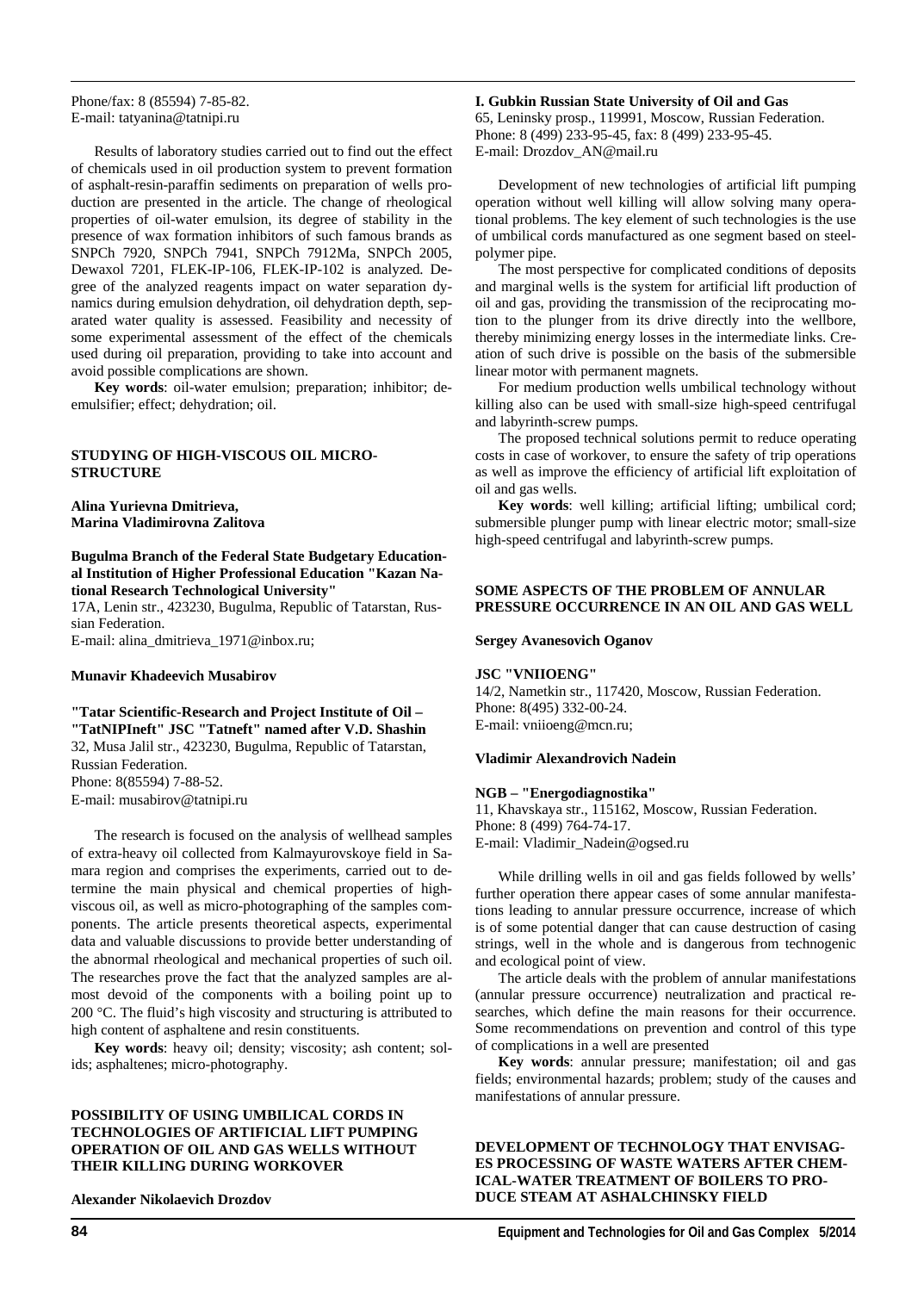Phone/fax: 8 (85594) 7-85-82.
E-mail: tatyanina@tatnipi.ru

Results of laboratory studies carried out to find out the effect of chemicals used in oil production system to prevent formation of asphalt-resin-paraffin sediments on preparation of wells production are presented in the article. The change of rheological properties of oil-water emulsion, its degree of stability in the presence of wax formation inhibitors of such famous brands as SNPCh 7920, SNPCh 7941, SNPCh 7912Ma, SNPCh 2005, Dewaxol 7201, FLEK-IP-106, FLEK-IP-102 is analyzed. Degree of the analyzed reagents impact on water separation dynamics during emulsion dehydration, oil dehydration depth, separated water quality is assessed. Feasibility and necessity of some experimental assessment of the effect of the chemicals used during oil preparation, providing to take into account and avoid possible complications are shown.

**Key words**: oil-water emulsion; preparation; inhibitor; deemulsifier; effect; dehydration; oil.

## STUDYING OF HIGH-VISCOUS OIL MICRO-STRUCTURE

**Alina Yurievna Dmitrieva,**
**Marina Vladimirovna Zalitova**

**Bugulma Branch of the Federal State Budgetary Educational Institution of Higher Professional Education "Kazan National Research Technological University"**
17A, Lenin str., 423230, Bugulma, Republic of Tatarstan, Russian Federation.
E-mail: alina_dmitrieva_1971@inbox.ru;

**Munavir Khadeevich Musabirov**

**"Tatar Scientific-Research and Project Institute of Oil – "TatNIPIneft" JSC "Tatneft" named after V.D. Shashin**
32, Musa Jalil str., 423230, Bugulma, Republic of Tatarstan, Russian Federation.
Phone: 8(85594) 7-88-52.
E-mail: musabirov@tatnipi.ru

The research is focused on the analysis of wellhead samples of extra-heavy oil collected from Kalmayurovskoye field in Samara region and comprises the experiments, carried out to determine the main physical and chemical properties of high-viscous oil, as well as micro-photographing of the samples components. The article presents theoretical aspects, experimental data and valuable discussions to provide better understanding of the abnormal rheological and mechanical properties of such oil. The researches prove the fact that the analyzed samples are almost devoid of the components with a boiling point up to 200 °C. The fluid's high viscosity and structuring is attributed to high content of asphaltene and resin constituents.

**Key words**: heavy oil; density; viscosity; ash content; solids; asphaltenes; micro-photography.

## POSSIBILITY OF USING UMBILICAL CORDS IN TECHNOLOGIES OF ARTIFICIAL LIFT PUMPING OPERATION OF OIL AND GAS WELLS WITHOUT THEIR KILLING DURING WORKOVER

**Alexander Nikolaevich Drozdov**

**I. Gubkin Russian State University of Oil and Gas**
65, Leninsky prosp., 119991, Moscow, Russian Federation.
Phone: 8 (499) 233-95-45, fax: 8 (499) 233-95-45.
E-mail: Drozdov_AN@mail.ru

Development of new technologies of artificial lift pumping operation without well killing will allow solving many operational problems. The key element of such technologies is the use of umbilical cords manufactured as one segment based on steel-polymer pipe.

The most perspective for complicated conditions of deposits and marginal wells is the system for artificial lift production of oil and gas, providing the transmission of the reciprocating motion to the plunger from its drive directly into the wellbore, thereby minimizing energy losses in the intermediate links. Creation of such drive is possible on the basis of the submersible linear motor with permanent magnets.

For medium production wells umbilical technology without killing also can be used with small-size high-speed centrifugal and labyrinth-screw pumps.

The proposed technical solutions permit to reduce operating costs in case of workover, to ensure the safety of trip operations as well as improve the efficiency of artificial lift exploitation of oil and gas wells.

**Key words**: well killing; artificial lifting; umbilical cord; submersible plunger pump with linear electric motor; small-size high-speed centrifugal and labyrinth-screw pumps.

## SOME ASPECTS OF THE PROBLEM OF ANNULAR PRESSURE OCCURRENCE IN AN OIL AND GAS WELL

**Sergey Avanesovich Oganov**

**JSC "VNIIOENG"**
14/2, Nametkin str., 117420, Moscow, Russian Federation.
Phone: 8(495) 332-00-24.
E-mail: vniioeng@mcn.ru;

**Vladimir Alexandrovich Nadein**

**NGB – "Energodiagnostika"**
11, Khavskaya str., 115162, Moscow, Russian Federation.
Phone: 8 (499) 764-74-17.
E-mail: Vladimir_Nadein@ogsed.ru

While drilling wells in oil and gas fields followed by wells' further operation there appear cases of some annular manifestations leading to annular pressure occurrence, increase of which is of some potential danger that can cause destruction of casing strings, well in the whole and is dangerous from technogenic and ecological point of view.

The article deals with the problem of annular manifestations (annular pressure occurrence) neutralization and practical researches, which define the main reasons for their occurrence. Some recommendations on prevention and control of this type of complications in a well are presented

**Key words**: annular pressure; manifestation; oil and gas fields; environmental hazards; problem; study of the causes and manifestations of annular pressure.

## DEVELOPMENT OF TECHNOLOGY THAT ENVISAGES PROCESSING OF WASTE WATERS AFTER CHEMICAL-WATER TREATMENT OF BOILERS TO PRODUCE STEAM AT ASHALCHINSKY FIELD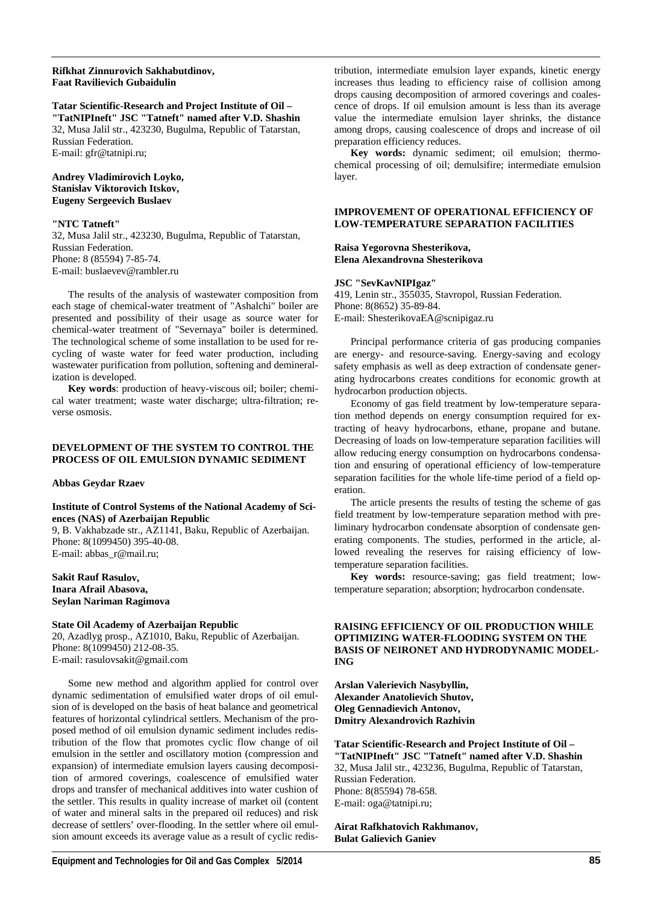**Rifkhat Zinnurovich Sakhabutdinov,**
**Faat Ravilievich Gubaidulin**

**Tatar Scientific-Research and Project Institute of Oil – "TatNIPIneft" JSC "Tatneft" named after V.D. Shashin**
32, Musa Jalil str., 423230, Bugulma, Republic of Tatarstan, Russian Federation.
E-mail: gfr@tatnipi.ru;

**Andrey Vladimirovich Loyko,**
**Stanislav Viktorovich Itskov,**
**Eugeny Sergeevich Buslaev**

**"NTC Tatneft"**
32, Musa Jalil str., 423230, Bugulma, Republic of Tatarstan, Russian Federation.
Phone: 8 (85594) 7-85-74.
E-mail: buslaevev@rambler.ru

The results of the analysis of wastewater composition from each stage of chemical-water treatment of "Ashalchi" boiler are presented and possibility of their usage as source water for chemical-water treatment of "Severnaya" boiler is determined. The technological scheme of some installation to be used for recycling of waste water for feed water production, including wastewater purification from pollution, softening and demineralization is developed.

**Key words**: production of heavy-viscous oil; boiler; chemical water treatment; waste water discharge; ultra-filtration; reverse osmosis.

## DEVELOPMENT OF THE SYSTEM TO CONTROL THE PROCESS OF OIL EMULSION DYNAMIC SEDIMENT

**Abbas Geydar Rzaev**

**Institute of Control Systems of the National Academy of Sciences (NAS) of Azerbaijan Republic**
9, B. Vakhabzade str., AZ1141, Baku, Republic of Azerbaijan.
Phone: 8(1099450) 395-40-08.
E-mail: abbas_r@mail.ru;

**Sakit Rauf Rasulov,**
**Inara Afrail Abasova,**
**Seylan Nariman Ragimova**

**State Oil Academy of Azerbaijan Republic**
20, Azadlyg prosp., AZ1010, Baku, Republic of Azerbaijan.
Phone: 8(1099450) 212-08-35.
E-mail: rasulovsakit@gmail.com

Some new method and algorithm applied for control over dynamic sedimentation of emulsified water drops of oil emulsion of is developed on the basis of heat balance and geometrical features of horizontal cylindrical settlers. Mechanism of the proposed method of oil emulsion dynamic sediment includes redistribution of the flow that promotes cyclic flow change of oil emulsion in the settler and oscillatory motion (compression and expansion) of intermediate emulsion layers causing decomposition of armored coverings, coalescence of emulsified water drops and transfer of mechanical additives into water cushion of the settler. This results in quality increase of market oil (content of water and mineral salts in the prepared oil reduces) and risk decrease of settlers' over-flooding. In the settler where oil emulsion amount exceeds its average value as a result of cyclic redistribution, intermediate emulsion layer expands, kinetic energy increases thus leading to efficiency raise of collision among drops causing decomposition of armored coverings and coalescence of drops. If oil emulsion amount is less than its average value the intermediate emulsion layer shrinks, the distance among drops, causing coalescence of drops and increase of oil preparation efficiency reduces.

**Key words:** dynamic sediment; oil emulsion; thermochemical processing of oil; demulsifire; intermediate emulsion layer.

## IMPROVEMENT OF OPERATIONAL EFFICIENCY OF LOW-TEMPERATURE SEPARATION FACILITIES

**Raisa Yegorovna Shesterikova,**
**Elena Alexandrovna Shesterikova**

**JSC "SevKavNIPIgaz"**
419, Lenin str., 355035, Stavropol, Russian Federation.
Phone: 8(8652) 35-89-84.
E-mail: ShesterikovaEA@scnipigaz.ru

Principal performance criteria of gas producing companies are energy- and resource-saving. Energy-saving and ecology safety emphasis as well as deep extraction of condensate generating hydrocarbons creates conditions for economic growth at hydrocarbon production objects.

Economy of gas field treatment by low-temperature separation method depends on energy consumption required for extracting of heavy hydrocarbons, ethane, propane and butane. Decreasing of loads on low-temperature separation facilities will allow reducing energy consumption on hydrocarbons condensation and ensuring of operational efficiency of low-temperature separation facilities for the whole life-time period of a field operation.

The article presents the results of testing the scheme of gas field treatment by low-temperature separation method with preliminary hydrocarbon condensate absorption of condensate generating components. The studies, performed in the article, allowed revealing the reserves for raising efficiency of low-temperature separation facilities.

**Key words:** resource-saving; gas field treatment; low-temperature separation; absorption; hydrocarbon condensate.

## RAISING EFFICIENCY OF OIL PRODUCTION WHILE OPTIMIZING WATER-FLOODING SYSTEM ON THE BASIS OF NEIRONET AND HYDRODYNAMIC MODELING

**Arslan Valerievich Nasybyllin,**
**Alexander Anatolievich Shutov,**
**Oleg Gennadievich Antonov,**
**Dmitry Alexandrovich Razhivin**

**Tatar Scientific-Research and Project Institute of Oil – "TatNIPIneft" JSC "Tatneft" named after V.D. Shashin**
32, Musa Jalil str., 423236, Bugulma, Republic of Tatarstan, Russian Federation.
Phone: 8(85594) 78-658.
E-mail: oga@tatnipi.ru;

**Airat Rafkhatovich Rakhmanov,**
**Bulat Galievich Ganiev**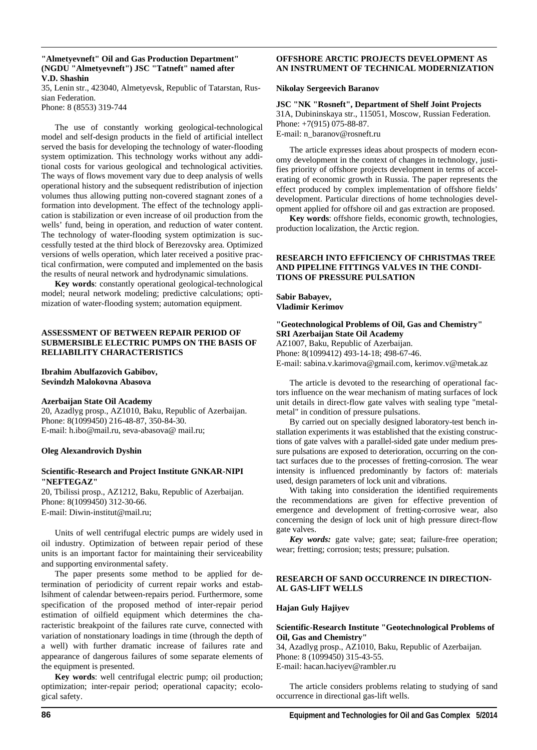**"Almetyevneft" Oil and Gas Production Department" (NGDU "Almetyevneft") JSC "Tatneft" named after V.D. Shashin**

35, Lenin str., 423040, Almetyevsk, Republic of Tatarstan, Russian Federation.
Phone: 8 (8553) 319-744

The use of constantly working geological-technological model and self-design products in the field of artificial intellect served the basis for developing the technology of water-flooding system optimization. This technology works without any additional costs for various geological and technological activities. The ways of flows movement vary due to deep analysis of wells operational history and the subsequent redistribution of injection volumes thus allowing putting non-covered stagnant zones of a formation into development. The effect of the technology application is stabilization or even increase of oil production from the wells' fund, being in operation, and reduction of water content. The technology of water-flooding system optimization is successfully tested at the third block of Berezovsky area. Optimized versions of wells operation, which later received a positive practical confirmation, were computed and implemented on the basis the results of neural network and hydrodynamic simulations.

**Key words**: constantly operational geological-technological model; neural network modeling; predictive calculations; optimization of water-flooding system; automation equipment.

## ASSESSMENT OF BETWEEN REPAIR PERIOD OF SUBMERSIBLE ELECTRIC PUMPS ON THE BASIS OF RELIABILITY CHARACTERISTICS

**Ibrahim Abulfazovich Gabibov,**
**Sevindzh Malokovna Abasova**

**Azerbaijan State Oil Academy**
20, Azadlyg prosp., AZ1010, Baku, Republic of Azerbaijan.
Phone: 8(1099450) 216-48-87, 350-84-30.
E-mail: h.ibo@mail.ru, seva-abasova@ mail.ru;

**Oleg Alexandrovich Dyshin**

**Scientific-Research and Project Institute GNKAR-NIPI "NEFTEGAZ"**
20, Tbilissi prosp., AZ1212, Baku, Republic of Azerbaijan.
Phone: 8(1099450) 312-30-66.
E-mail: Diwin-institut@mail.ru;

Units of well centrifugal electric pumps are widely used in oil industry. Optimization of between repair period of these units is an important factor for maintaining their serviceability and supporting environmental safety.

The paper presents some method to be applied for determination of periodicity of current repair works and establsihment of calendar between-repairs period. Furthermore, some specification of the proposed method of inter-repair period estimation of oilfield equipment which determines the characteristic breakpoint of the failures rate curve, connected with variation of nonstationary loadings in time (through the depth of a well) with further dramatic increase of failures rate and appearance of dangerous failures of some separate elements of the equipment is presented.

**Key words**: well centrifugal electric pump; oil production; optimization; inter-repair period; operational capacity; ecological safety.

## OFFSHORE ARCTIC PROJECTS DEVELOPMENT AS AN INSTRUMENT OF TECHNICAL MODERNIZATION

**Nikolay Sergeevich Baranov**

**JSC "NK "Rosneft", Department of Shelf Joint Projects**
31A, Dubininskaya str., 115051, Moscow, Russian Federation.
Phone: +7(915) 075-88-87.
E-mail: n_baranov@rosneft.ru

The article expresses ideas about prospects of modern economy development in the context of changes in technology, justifies priority of offshore projects development in terms of accelerating of economic growth in Russia. The paper represents the effect produced by complex implementation of offshore fields' development. Particular directions of home technologies development applied for offshore oil and gas extraction are proposed.

**Key words**: offshore fields, economic growth, technologies, production localization, the Arctic region.

## RESEARCH INTO EFFICIENCY OF CHRISTMAS TREE AND PIPELINE FITTINGS VALVES IN THE CONDITIONS OF PRESSURE PULSATION

**Sabir Babayev,**
**Vladimir Kerimov**

**"Geotechnological Problems of Oil, Gas and Chemistry" SRI Azerbaijan State Oil Academy**
AZ1007, Baku, Republic of Azerbaijan.
Phone: 8(1099412) 493-14-18; 498-67-46.
E-mail: sabina.v.karimova@gmail.com, kerimov.v@metak.az

The article is devoted to the researching of operational factors influence on the wear mechanism of mating surfaces of lock unit details in direct-flow gate valves with sealing type "metal-metal" in condition of pressure pulsations.

By carried out on specially designed laboratory-test bench installation experiments it was established that the existing constructions of gate valves with a parallel-sided gate under medium pressure pulsations are exposed to deterioration, occurring on the contact surfaces due to the processes of fretting-corrosion. The wear intensity is influenced predominantly by factors of: materials used, design parameters of lock unit and vibrations.

With taking into consideration the identified requirements the recommendations are given for effective prevention of emergence and development of fretting-corrosive wear, also concerning the design of lock unit of high pressure direct-flow gate valves.

***Key words:*** gate valve; gate; seat; failure-free operation; wear; fretting; corrosion; tests; pressure; pulsation.

## RESEARCH OF SAND OCCURRENCE IN DIRECTIONAL GAS-LIFT WELLS

**Hajan Guly Hajiyev**

**Scientific-Research Institute "Geotechnological Problems of Oil, Gas and Chemistry"**
34, Azadlyg prosp., AZ1010, Baku, Republic of Azerbaijan.
Phone: 8 (1099450) 315-43-55.
E-mail: hacan.haciyev@rambler.ru

The article considers problems relating to studying of sand occurrence in directional gas-lift wells.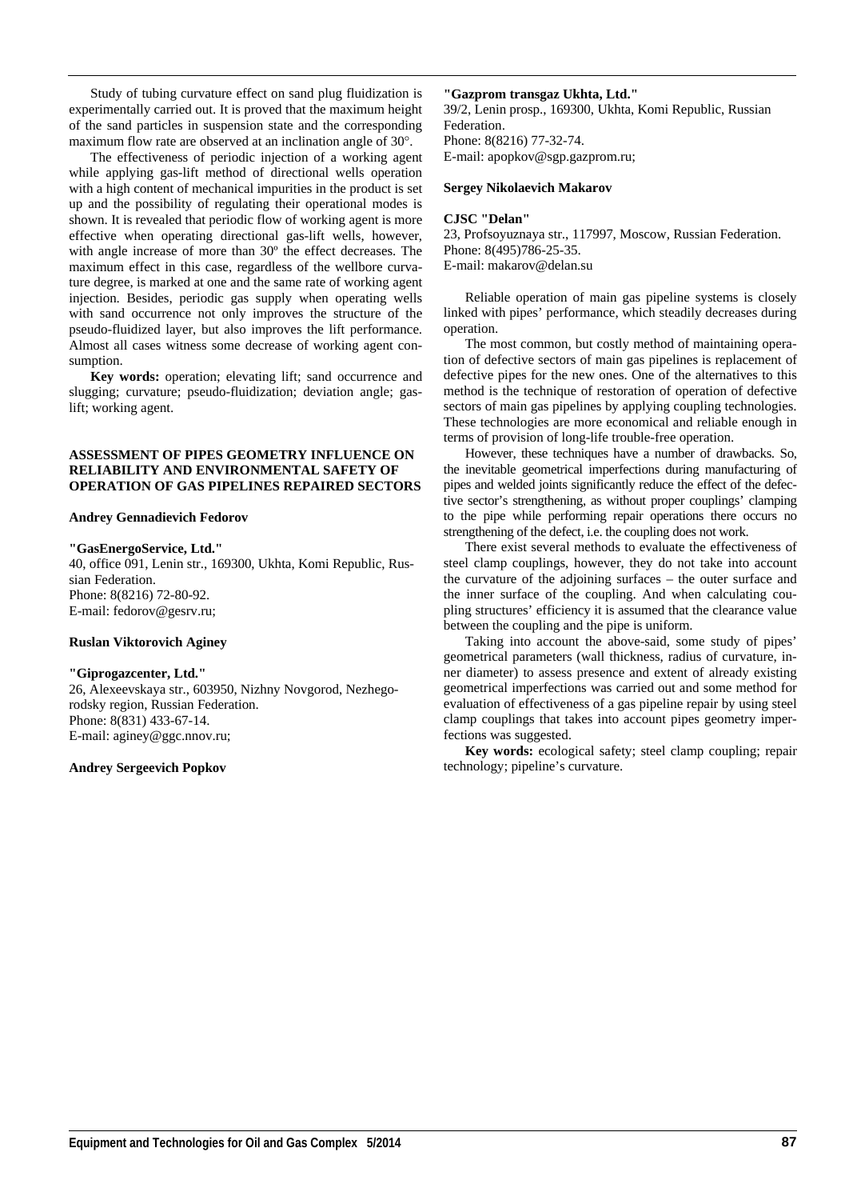Study of tubing curvature effect on sand plug fluidization is experimentally carried out. It is proved that the maximum height of the sand particles in suspension state and the corresponding maximum flow rate are observed at an inclination angle of 30°.

The effectiveness of periodic injection of a working agent while applying gas-lift method of directional wells operation with a high content of mechanical impurities in the product is set up and the possibility of regulating their operational modes is shown. It is revealed that periodic flow of working agent is more effective when operating directional gas-lift wells, however, with angle increase of more than 30º the effect decreases. The maximum effect in this case, regardless of the wellbore curvature degree, is marked at one and the same rate of working agent injection. Besides, periodic gas supply when operating wells with sand occurrence not only improves the structure of the pseudo-fluidized layer, but also improves the lift performance. Almost all cases witness some decrease of working agent consumption.

**Key words:** operation; elevating lift; sand occurrence and slugging; curvature; pseudo-fluidization; deviation angle; gas-lift; working agent.

## ASSESSMENT OF PIPES GEOMETRY INFLUENCE ON RELIABILITY AND ENVIRONMENTAL SAFETY OF OPERATION OF GAS PIPELINES REPAIRED SECTORS

**Andrey Gennadievich Fedorov**

**"GasEnergoService, Ltd."**
40, office 091, Lenin str., 169300, Ukhta, Komi Republic, Russian Federation.
Phone: 8(8216) 72-80-92.
E-mail: fedorov@gesrv.ru;

**Ruslan Viktorovich Aginey**

**"Giprogazcenter, Ltd."**
26, Alexeevskaya str., 603950, Nizhny Novgorod, Nezhegorodsky region, Russian Federation.
Phone: 8(831) 433-67-14.
E-mail: aginey@ggc.nnov.ru;

**Andrey Sergeevich Popkov**

**"Gazprom transgaz Ukhta, Ltd."**
39/2, Lenin prosp., 169300, Ukhta, Komi Republic, Russian Federation.
Phone: 8(8216) 77-32-74.
E-mail: apopkov@sgp.gazprom.ru;

**Sergey Nikolaevich Makarov**

**CJSC "Delan"**
23, Profsoyuznaya str., 117997, Moscow, Russian Federation.
Phone: 8(495)786-25-35.
E-mail: makarov@delan.su

Reliable operation of main gas pipeline systems is closely linked with pipes' performance, which steadily decreases during operation.

The most common, but costly method of maintaining operation of defective sectors of main gas pipelines is replacement of defective pipes for the new ones. One of the alternatives to this method is the technique of restoration of operation of defective sectors of main gas pipelines by applying coupling technologies. These technologies are more economical and reliable enough in terms of provision of long-life trouble-free operation.

However, these techniques have a number of drawbacks. So, the inevitable geometrical imperfections during manufacturing of pipes and welded joints significantly reduce the effect of the defective sector's strengthening, as without proper couplings' clamping to the pipe while performing repair operations there occurs no strengthening of the defect, i.e. the coupling does not work.

There exist several methods to evaluate the effectiveness of steel clamp couplings, however, they do not take into account the curvature of the adjoining surfaces – the outer surface and the inner surface of the coupling. And when calculating coupling structures' efficiency it is assumed that the clearance value between the coupling and the pipe is uniform.

Taking into account the above-said, some study of pipes' geometrical parameters (wall thickness, radius of curvature, inner diameter) to assess presence and extent of already existing geometrical imperfections was carried out and some method for evaluation of effectiveness of a gas pipeline repair by using steel clamp couplings that takes into account pipes geometry imperfections was suggested.

**Key words:** ecological safety; steel clamp coupling; repair technology; pipeline's curvature.